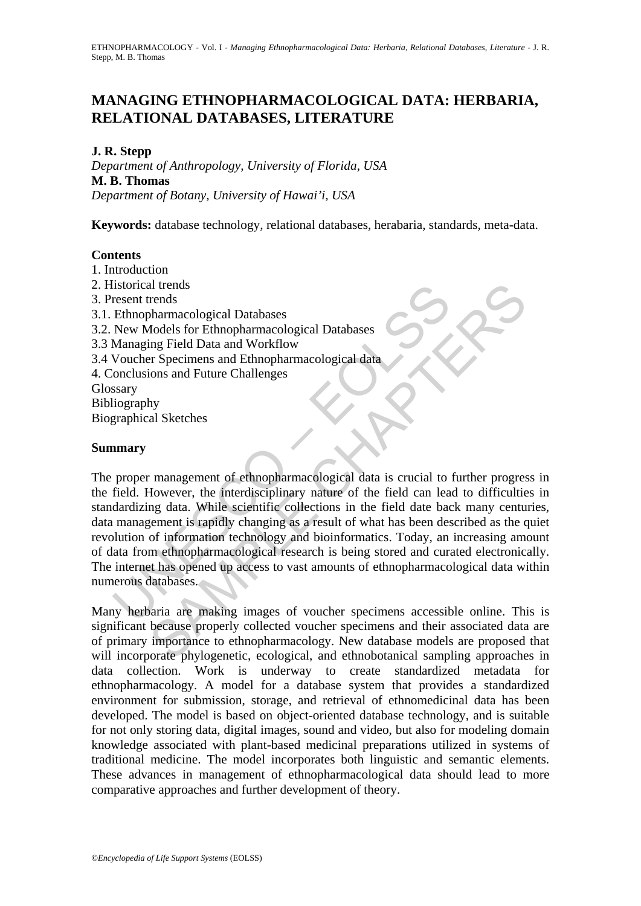# MANAGING ETHNOPHARMACOLOGICAL DATA: HERBARIA, RELATIONAL DATABASES, LITERATURE

**J. R. Stepp**
*Department of Anthropology, University of Florida, USA*
**M. B. Thomas**
*Department of Botany, University of Hawai'i, USA*

**Keywords:** database technology, relational databases, herabaria, standards, meta-data.

**Contents**

1. Introduction
2. Historical trends
3. Present trends
3.1. Ethnopharmacological Databases
3.2. New Models for Ethnopharmacological Databases
3.3 Managing Field Data and Workflow
3.4 Voucher Specimens and Ethnopharmacological data
4. Conclusions and Future Challenges

Glossary
Bibliography
Biographical Sketches

**Summary**

The proper management of ethnopharmacological data is crucial to further progress in the field. However, the interdisciplinary nature of the field can lead to difficulties in standardizing data. While scientific collections in the field date back many centuries, data management is rapidly changing as a result of what has been described as the quiet revolution of information technology and bioinformatics. Today, an increasing amount of data from ethnopharmacological research is being stored and curated electronically. The internet has opened up access to vast amounts of ethnopharmacological data within numerous databases.

Many herbaria are making images of voucher specimens accessible online. This is significant because properly collected voucher specimens and their associated data are of primary importance to ethnopharmacology. New database models are proposed that will incorporate phylogenetic, ecological, and ethnobotanical sampling approaches in data collection. Work is underway to create standardized metadata for ethnopharmacology. A model for a database system that provides a standardized environment for submission, storage, and retrieval of ethnomedicinal data has been developed. The model is based on object-oriented database technology, and is suitable for not only storing data, digital images, sound and video, but also for modeling domain knowledge associated with plant-based medicinal preparations utilized in systems of traditional medicine. The model incorporates both linguistic and semantic elements. These advances in management of ethnopharmacological data should lead to more comparative approaches and further development of theory.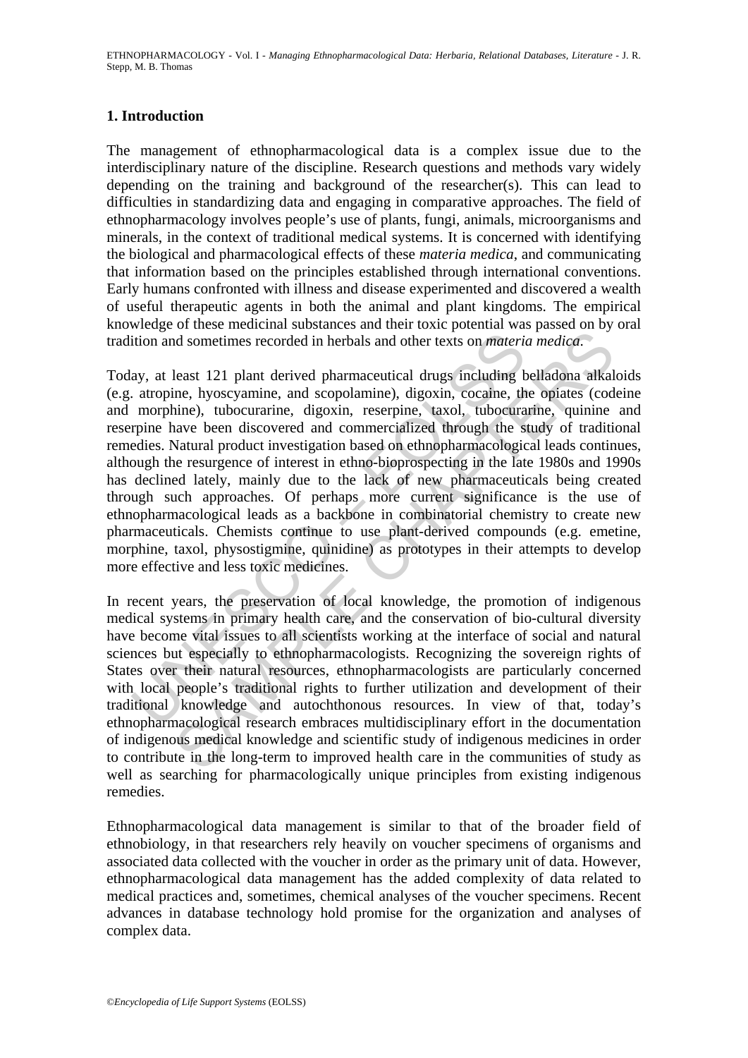## 1. Introduction

The management of ethnopharmacological data is a complex issue due to the interdisciplinary nature of the discipline. Research questions and methods vary widely depending on the training and background of the researcher(s). This can lead to difficulties in standardizing data and engaging in comparative approaches. The field of ethnopharmacology involves people's use of plants, fungi, animals, microorganisms and minerals, in the context of traditional medical systems. It is concerned with identifying the biological and pharmacological effects of these *materia medica*, and communicating that information based on the principles established through international conventions. Early humans confronted with illness and disease experimented and discovered a wealth of useful therapeutic agents in both the animal and plant kingdoms. The empirical knowledge of these medicinal substances and their toxic potential was passed on by oral tradition and sometimes recorded in herbals and other texts on *materia medica*.

Today, at least 121 plant derived pharmaceutical drugs including belladona alkaloids (e.g. atropine, hyoscyamine, and scopolamine), digoxin, cocaine, the opiates (codeine and morphine), tubocurarine, digoxin, reserpine, taxol, tubocurarine, quinine and reserpine have been discovered and commercialized through the study of traditional remedies. Natural product investigation based on ethnopharmacological leads continues, although the resurgence of interest in ethno-bioprospecting in the late 1980s and 1990s has declined lately, mainly due to the lack of new pharmaceuticals being created through such approaches. Of perhaps more current significance is the use of ethnopharmacological leads as a backbone in combinatorial chemistry to create new pharmaceuticals. Chemists continue to use plant-derived compounds (e.g. emetine, morphine, taxol, physostigmine, quinidine) as prototypes in their attempts to develop more effective and less toxic medicines.

In recent years, the preservation of local knowledge, the promotion of indigenous medical systems in primary health care, and the conservation of bio-cultural diversity have become vital issues to all scientists working at the interface of social and natural sciences but especially to ethnopharmacologists. Recognizing the sovereign rights of States over their natural resources, ethnopharmacologists are particularly concerned with local people's traditional rights to further utilization and development of their traditional knowledge and autochthonous resources. In view of that, today's ethnopharmacological research embraces multidisciplinary effort in the documentation of indigenous medical knowledge and scientific study of indigenous medicines in order to contribute in the long-term to improved health care in the communities of study as well as searching for pharmacologically unique principles from existing indigenous remedies.

Ethnopharmacological data management is similar to that of the broader field of ethnobiology, in that researchers rely heavily on voucher specimens of organisms and associated data collected with the voucher in order as the primary unit of data. However, ethnopharmacological data management has the added complexity of data related to medical practices and, sometimes, chemical analyses of the voucher specimens. Recent advances in database technology hold promise for the organization and analyses of complex data.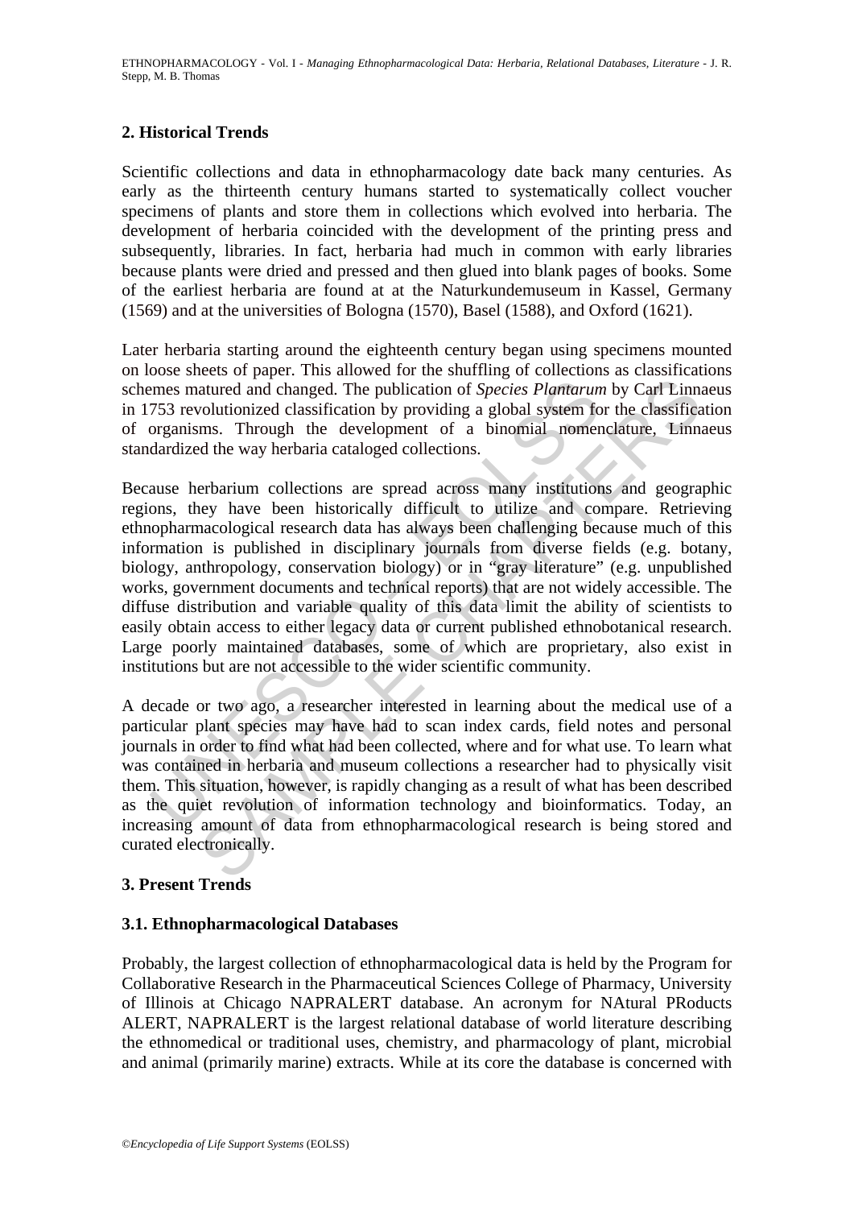## 2. Historical Trends

Scientific collections and data in ethnopharmacology date back many centuries. As early as the thirteenth century humans started to systematically collect voucher specimens of plants and store them in collections which evolved into herbaria. The development of herbaria coincided with the development of the printing press and subsequently, libraries. In fact, herbaria had much in common with early libraries because plants were dried and pressed and then glued into blank pages of books. Some of the earliest herbaria are found at at the Naturkundemuseum in Kassel, Germany (1569) and at the universities of Bologna (1570), Basel (1588), and Oxford (1621).

Later herbaria starting around the eighteenth century began using specimens mounted on loose sheets of paper. This allowed for the shuffling of collections as classifications schemes matured and changed. The publication of *Species Plantarum* by Carl Linnaeus in 1753 revolutionized classification by providing a global system for the classification of organisms. Through the development of a binomial nomenclature, Linnaeus standardized the way herbaria cataloged collections.

Because herbarium collections are spread across many institutions and geographic regions, they have been historically difficult to utilize and compare. Retrieving ethnopharmacological research data has always been challenging because much of this information is published in disciplinary journals from diverse fields (e.g. botany, biology, anthropology, conservation biology) or in "gray literature" (e.g. unpublished works, government documents and technical reports) that are not widely accessible. The diffuse distribution and variable quality of this data limit the ability of scientists to easily obtain access to either legacy data or current published ethnobotanical research. Large poorly maintained databases, some of which are proprietary, also exist in institutions but are not accessible to the wider scientific community.

A decade or two ago, a researcher interested in learning about the medical use of a particular plant species may have had to scan index cards, field notes and personal journals in order to find what had been collected, where and for what use. To learn what was contained in herbaria and museum collections a researcher had to physically visit them. This situation, however, is rapidly changing as a result of what has been described as the quiet revolution of information technology and bioinformatics. Today, an increasing amount of data from ethnopharmacological research is being stored and curated electronically.

## 3. Present Trends

### 3.1. Ethnopharmacological Databases

Probably, the largest collection of ethnopharmacological data is held by the Program for Collaborative Research in the Pharmaceutical Sciences College of Pharmacy, University of Illinois at Chicago NAPRALERT database. An acronym for NAtural PRoducts ALERT, NAPRALERT is the largest relational database of world literature describing the ethnomedical or traditional uses, chemistry, and pharmacology of plant, microbial and animal (primarily marine) extracts. While at its core the database is concerned with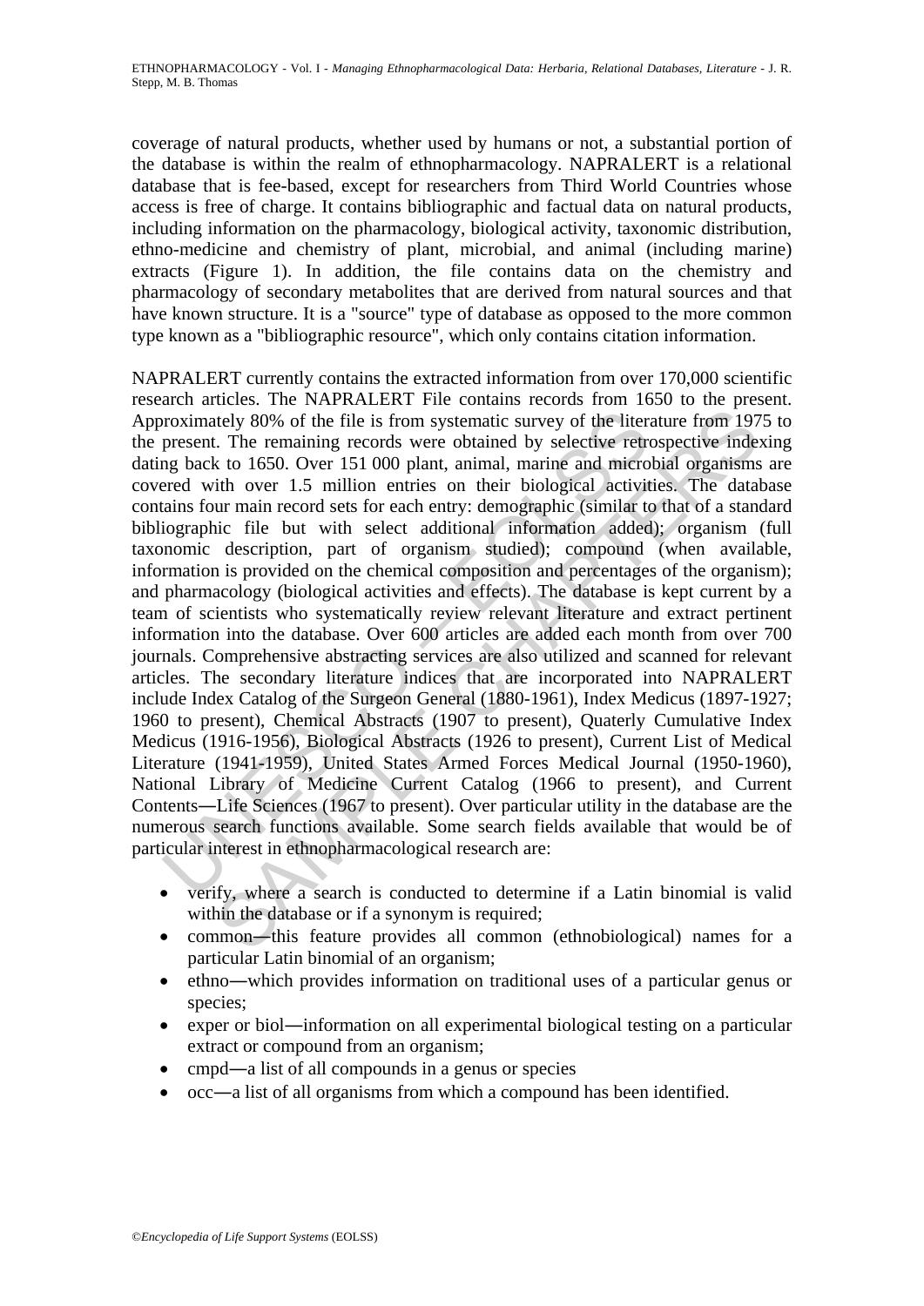coverage of natural products, whether used by humans or not, a substantial portion of the database is within the realm of ethnopharmacology. NAPRALERT is a relational database that is fee-based, except for researchers from Third World Countries whose access is free of charge. It contains bibliographic and factual data on natural products, including information on the pharmacology, biological activity, taxonomic distribution, ethno-medicine and chemistry of plant, microbial, and animal (including marine) extracts (Figure 1). In addition, the file contains data on the chemistry and pharmacology of secondary metabolites that are derived from natural sources and that have known structure. It is a "source" type of database as opposed to the more common type known as a "bibliographic resource", which only contains citation information.

NAPRALERT currently contains the extracted information from over 170,000 scientific research articles. The NAPRALERT File contains records from 1650 to the present. Approximately 80% of the file is from systematic survey of the literature from 1975 to the present. The remaining records were obtained by selective retrospective indexing dating back to 1650. Over 151 000 plant, animal, marine and microbial organisms are covered with over 1.5 million entries on their biological activities. The database contains four main record sets for each entry: demographic (similar to that of a standard bibliographic file but with select additional information added); organism (full taxonomic description, part of organism studied); compound (when available, information is provided on the chemical composition and percentages of the organism); and pharmacology (biological activities and effects). The database is kept current by a team of scientists who systematically review relevant literature and extract pertinent information into the database. Over 600 articles are added each month from over 700 journals. Comprehensive abstracting services are also utilized and scanned for relevant articles. The secondary literature indices that are incorporated into NAPRALERT include Index Catalog of the Surgeon General (1880-1961), Index Medicus (1897-1927; 1960 to present), Chemical Abstracts (1907 to present), Quaterly Cumulative Index Medicus (1916-1956), Biological Abstracts (1926 to present), Current List of Medical Literature (1941-1959), United States Armed Forces Medical Journal (1950-1960), National Library of Medicine Current Catalog (1966 to present), and Current Contents—Life Sciences (1967 to present). Over particular utility in the database are the numerous search functions available. Some search fields available that would be of particular interest in ethnopharmacological research are:

- verify, where a search is conducted to determine if a Latin binomial is valid within the database or if a synonym is required;
- common—this feature provides all common (ethnobiological) names for a particular Latin binomial of an organism;
- ethno—which provides information on traditional uses of a particular genus or species;
- exper or biol—information on all experimental biological testing on a particular extract or compound from an organism;
- cmpd—a list of all compounds in a genus or species
- occ—a list of all organisms from which a compound has been identified.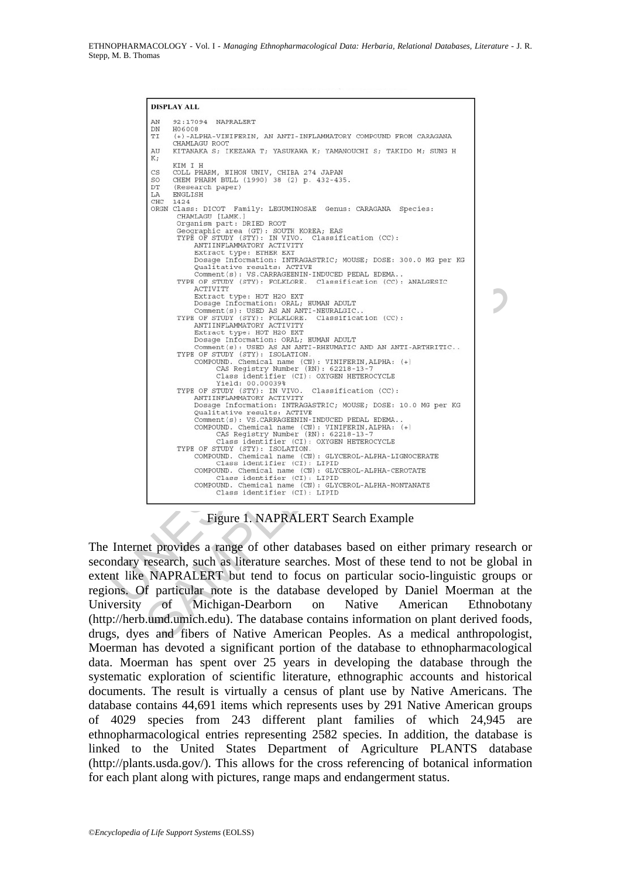```
DISPLAY ALL

AN   92:17094  NAPRALERT
DN   H06008
TI   (+)-ALPHA-VINIFERIN, AN ANTI-INFLAMMATORY COMPOUND FROM CARAGANA
     CHAMLAGU ROOT
AU   KITANAKA S; IKEZAWA T; YASUKAWA K; YAMANOUCHI S; TAKIDO M; SUNG H
K;
     KIM I H
CS   COLL PHARM, NIHON UNIV, CHIBA 274 JAPAN
SO   CHEM PHARM BULL (1990) 38 (2) p. 432-435.
DT   (Research paper)
LA   ENGLISH
CHC  1424
ORGN Class: DICOT  Family: LEGUMINOSAE  Genus: CARAGANA  Species:
      CHAMLAGU [LAMK.]
      Organism part: DRIED ROOT
      Geographic area (GT): SOUTH KOREA; EAS
      TYPE OF STUDY (STY): IN VIVO.  Classification (CC):
          ANTIINFLAMMATORY ACTIVITY
          Extract type: ETHER EXT
          Dosage Information: INTRAGASTRIC; MOUSE; DOSE: 300.0 MG per KG
          Qualitative results: ACTIVE
          Comment(s): VS.CARRAGEENIN-INDUCED PEDAL EDEMA..
      TYPE OF STUDY (STY): FOLKLORE.  Classification (CC): ANALGESIC
          ACTIVITY
          Extract type: HOT H2O EXT
          Dosage Information: ORAL; HUMAN ADULT
          Comment(s): USED AS AN ANTI-NEURALGIC..
      TYPE OF STUDY (STY): FOLKLORE.  Classification (CC):
          ANTIINFLAMMATORY ACTIVITY
          Extract type: HOT H2O EXT
          Dosage Information: ORAL; HUMAN ADULT
          Comment(s): USED AS AN ANTI-RHEUMATIC AND AN ANTI-ARTHRITIC..
      TYPE OF STUDY (STY): ISOLATION.
          COMPOUND. Chemical name (CN): VINIFERIN,ALPHA: (+)
                CAS Registry Number (RN): 62218-13-7
                Class identifier (CI): OXYGEN HETEROCYCLE
                Yield: 00.00039%
      TYPE OF STUDY (STY): IN VIVO.  Classification (CC):
          ANTIINFLAMMATORY ACTIVITY
          Dosage Information: INTRAGASTRIC; MOUSE; DOSE: 10.0 MG per KG
          Qualitative results: ACTIVE
          Comment(s): VS.CARRAGEENIN-INDUCED PEDAL EDEMA..
          COMPOUND. Chemical name (CN): VINIFERIN,ALPHA: (+)
                CAS Registry Number (RN): 62218-13-7
                Class identifier (CI): OXYGEN HETEROCYCLE
      TYPE OF STUDY (STY): ISOLATION.
          COMPOUND. Chemical name (CN): GLYCEROL-ALPHA-LIGNOCERATE
                Class identifier (CI): LIPID
          COMPOUND. Chemical name (CN): GLYCEROL-ALPHA-CEROTATE
                Class identifier (CI): LIPID
          COMPOUND. Chemical name (CN): GLYCEROL-ALPHA-MONTANATE
                Class identifier (CI): LIPID
```

Figure 1. NAPRALERT Search Example

The Internet provides a range of other databases based on either primary research or secondary research, such as literature searches. Most of these tend to not be global in extent like NAPRALERT but tend to focus on particular socio-linguistic groups or regions. Of particular note is the database developed by Daniel Moerman at the University of Michigan-Dearborn on Native American Ethnobotany (http://herb.umd.umich.edu). The database contains information on plant derived foods, drugs, dyes and fibers of Native American Peoples. As a medical anthropologist, Moerman has devoted a significant portion of the database to ethnopharmacological data. Moerman has spent over 25 years in developing the database through the systematic exploration of scientific literature, ethnographic accounts and historical documents. The result is virtually a census of plant use by Native Americans. The database contains 44,691 items which represents uses by 291 Native American groups of 4029 species from 243 different plant families of which 24,945 are ethnopharmacological entries representing 2582 species. In addition, the database is linked to the United States Department of Agriculture PLANTS database (http://plants.usda.gov/). This allows for the cross referencing of botanical information for each plant along with pictures, range maps and endangerment status.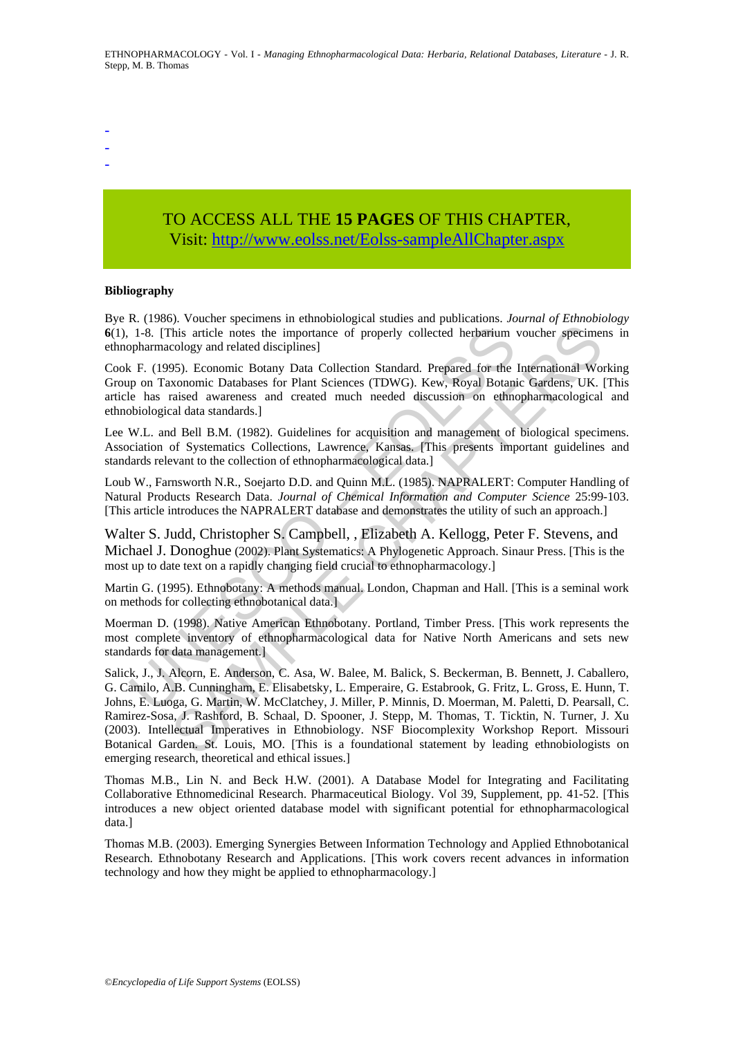-
-
-

TO ACCESS ALL THE **15 PAGES** OF THIS CHAPTER,
Visit: http://www.eolss.net/Eolss-sampleAllChapter.aspx

**Bibliography**

Bye R. (1986). Voucher specimens in ethnobiological studies and publications. *Journal of Ethnobiology* **6**(1), 1-8. [This article notes the importance of properly collected herbarium voucher specimens in ethnopharmacology and related disciplines]

Cook F. (1995). Economic Botany Data Collection Standard. Prepared for the International Working Group on Taxonomic Databases for Plant Sciences (TDWG). Kew, Royal Botanic Gardens, UK. [This article has raised awareness and created much needed discussion on ethnopharmacological and ethnobiological data standards.]

Lee W.L. and Bell B.M. (1982). Guidelines for acquisition and management of biological specimens. Association of Systematics Collections, Lawrence, Kansas. [This presents important guidelines and standards relevant to the collection of ethnopharmacological data.]

Loub W., Farnsworth N.R., Soejarto D.D. and Quinn M.L. (1985). NAPRALERT: Computer Handling of Natural Products Research Data. *Journal of Chemical Information and Computer Science* 25:99-103. [This article introduces the NAPRALERT database and demonstrates the utility of such an approach.]

Walter S. Judd, Christopher S. Campbell, , Elizabeth A. Kellogg, Peter F. Stevens, and Michael J. Donoghue (2002). Plant Systematics: A Phylogenetic Approach. Sinaur Press. [This is the most up to date text on a rapidly changing field crucial to ethnopharmacology.]

Martin G. (1995). Ethnobotany: A methods manual. London, Chapman and Hall. [This is a seminal work on methods for collecting ethnobotanical data.]

Moerman D. (1998). Native American Ethnobotany. Portland, Timber Press. [This work represents the most complete inventory of ethnopharmacological data for Native North Americans and sets new standards for data management.]

Salick, J., J. Alcorn, E. Anderson, C. Asa, W. Balee, M. Balick, S. Beckerman, B. Bennett, J. Caballero, G. Camilo, A.B. Cunningham, E. Elisabetsky, L. Emperaire, G. Estabrook, G. Fritz, L. Gross, E. Hunn, T. Johns, E. Luoga, G. Martin, W. McClatchey, J. Miller, P. Minnis, D. Moerman, M. Paletti, D. Pearsall, C. Ramirez-Sosa, J. Rashford, B. Schaal, D. Spooner, J. Stepp, M. Thomas, T. Ticktin, N. Turner, J. Xu (2003). Intellectual Imperatives in Ethnobiology. NSF Biocomplexity Workshop Report. Missouri Botanical Garden. St. Louis, MO. [This is a foundational statement by leading ethnobiologists on emerging research, theoretical and ethical issues.]

Thomas M.B., Lin N. and Beck H.W. (2001). A Database Model for Integrating and Facilitating Collaborative Ethnomedicinal Research. Pharmaceutical Biology. Vol 39, Supplement, pp. 41-52. [This introduces a new object oriented database model with significant potential for ethnopharmacological data.]

Thomas M.B. (2003). Emerging Synergies Between Information Technology and Applied Ethnobotanical Research. Ethnobotany Research and Applications. [This work covers recent advances in information technology and how they might be applied to ethnopharmacology.]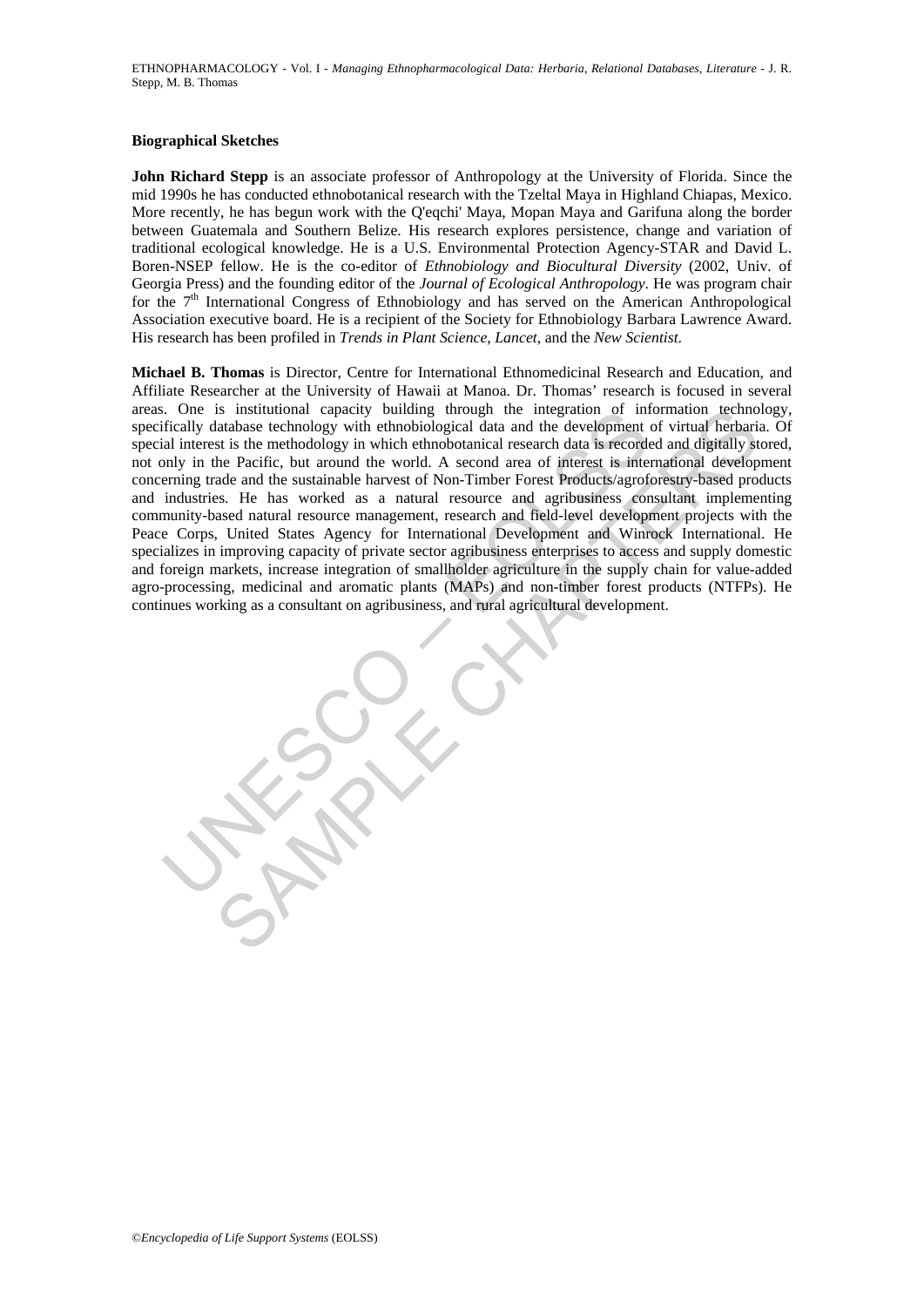### Biographical Sketches

**John Richard Stepp** is an associate professor of Anthropology at the University of Florida. Since the mid 1990s he has conducted ethnobotanical research with the Tzeltal Maya in Highland Chiapas, Mexico. More recently, he has begun work with the Q'eqchi' Maya, Mopan Maya and Garifuna along the border between Guatemala and Southern Belize. His research explores persistence, change and variation of traditional ecological knowledge. He is a U.S. Environmental Protection Agency-STAR and David L. Boren-NSEP fellow. He is the co-editor of *Ethnobiology and Biocultural Diversity* (2002, Univ. of Georgia Press) and the founding editor of the *Journal of Ecological Anthropology*. He was program chair for the 7th International Congress of Ethnobiology and has served on the American Anthropological Association executive board. He is a recipient of the Society for Ethnobiology Barbara Lawrence Award. His research has been profiled in *Trends in Plant Science, Lancet*, and the *New Scientist*.

**Michael B. Thomas** is Director, Centre for International Ethnomedicinal Research and Education, and Affiliate Researcher at the University of Hawaii at Manoa. Dr. Thomas' research is focused in several areas. One is institutional capacity building through the integration of information technology, specifically database technology with ethnobiological data and the development of virtual herbaria. Of special interest is the methodology in which ethnobotanical research data is recorded and digitally stored, not only in the Pacific, but around the world. A second area of interest is international development concerning trade and the sustainable harvest of Non-Timber Forest Products/agroforestry-based products and industries. He has worked as a natural resource and agribusiness consultant implementing community-based natural resource management, research and field-level development projects with the Peace Corps, United States Agency for International Development and Winrock International. He specializes in improving capacity of private sector agribusiness enterprises to access and supply domestic and foreign markets, increase integration of smallholder agriculture in the supply chain for value-added agro-processing, medicinal and aromatic plants (MAPs) and non-timber forest products (NTFPs). He continues working as a consultant on agribusiness, and rural agricultural development.